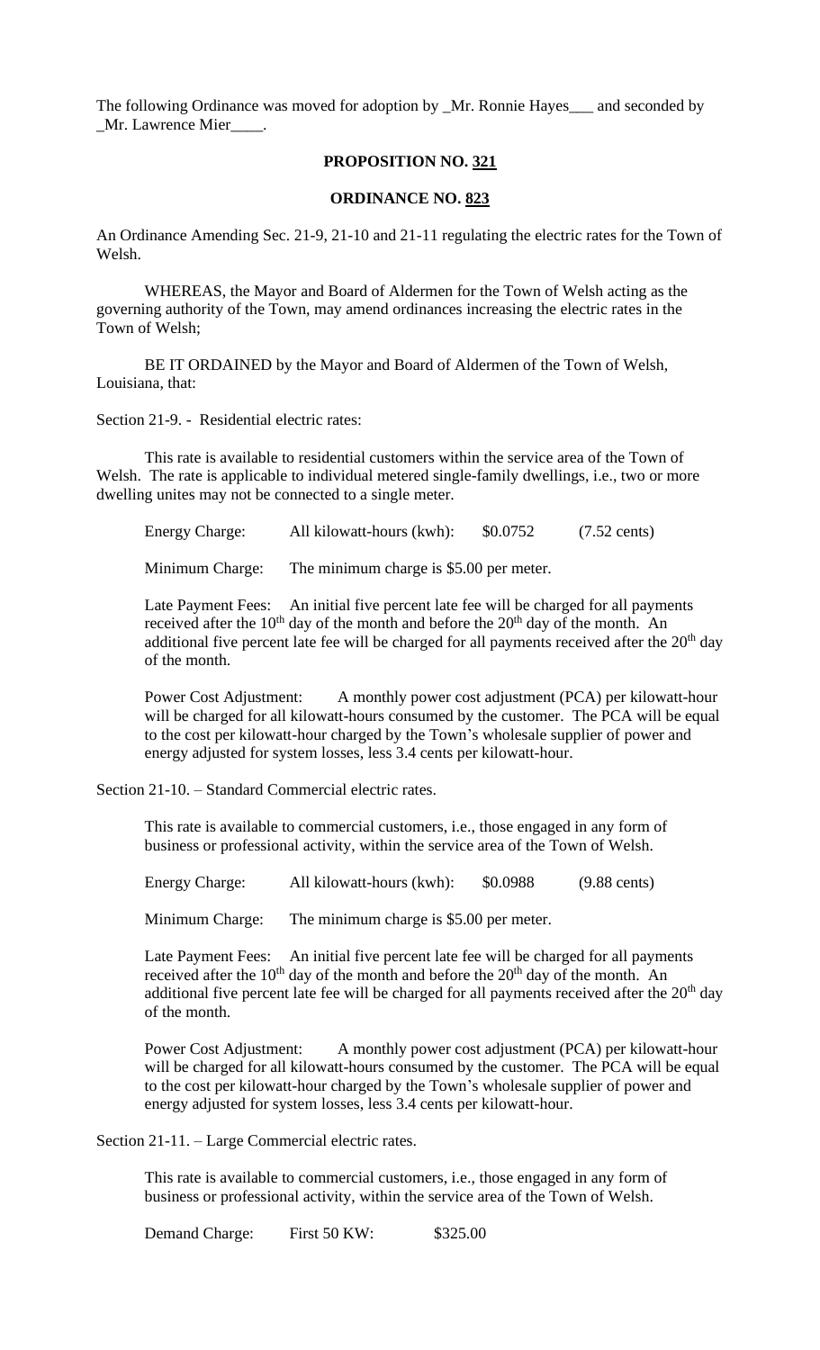The following Ordinance was moved for adoption by _Mr. Ronnie Hayes___ and seconded by _Mr. Lawrence Mier____.

**PROPOSITION NO. 321**

**ORDINANCE NO. 823**

An Ordinance Amending Sec. 21-9, 21-10 and 21-11 regulating the electric rates for the Town of Welsh.

WHEREAS, the Mayor and Board of Aldermen for the Town of Welsh acting as the governing authority of the Town, may amend ordinances increasing the electric rates in the Town of Welsh;

BE IT ORDAINED by the Mayor and Board of Aldermen of the Town of Welsh, Louisiana, that:

Section 21-9. - Residential electric rates:

This rate is available to residential customers within the service area of the Town of Welsh. The rate is applicable to individual metered single-family dwellings, i.e., two or more dwelling unites may not be connected to a single meter.

Energy Charge: All kilowatt-hours (kwh): $0.0752 (7.52 cents)

Minimum Charge: The minimum charge is $5.00 per meter.

Late Payment Fees: An initial five percent late fee will be charged for all payments received after the 10th day of the month and before the 20th day of the month. An additional five percent late fee will be charged for all payments received after the 20th day of the month.

Power Cost Adjustment: A monthly power cost adjustment (PCA) per kilowatt-hour will be charged for all kilowatt-hours consumed by the customer. The PCA will be equal to the cost per kilowatt-hour charged by the Town's wholesale supplier of power and energy adjusted for system losses, less 3.4 cents per kilowatt-hour.

Section 21-10. – Standard Commercial electric rates.

This rate is available to commercial customers, i.e., those engaged in any form of business or professional activity, within the service area of the Town of Welsh.

Energy Charge: All kilowatt-hours (kwh): $0.0988 (9.88 cents)

Minimum Charge: The minimum charge is $5.00 per meter.

Late Payment Fees: An initial five percent late fee will be charged for all payments received after the 10th day of the month and before the 20th day of the month. An additional five percent late fee will be charged for all payments received after the 20th day of the month.

Power Cost Adjustment: A monthly power cost adjustment (PCA) per kilowatt-hour will be charged for all kilowatt-hours consumed by the customer. The PCA will be equal to the cost per kilowatt-hour charged by the Town's wholesale supplier of power and energy adjusted for system losses, less 3.4 cents per kilowatt-hour.

Section 21-11. – Large Commercial electric rates.

This rate is available to commercial customers, i.e., those engaged in any form of business or professional activity, within the service area of the Town of Welsh.

Demand Charge: First 50 KW: $325.00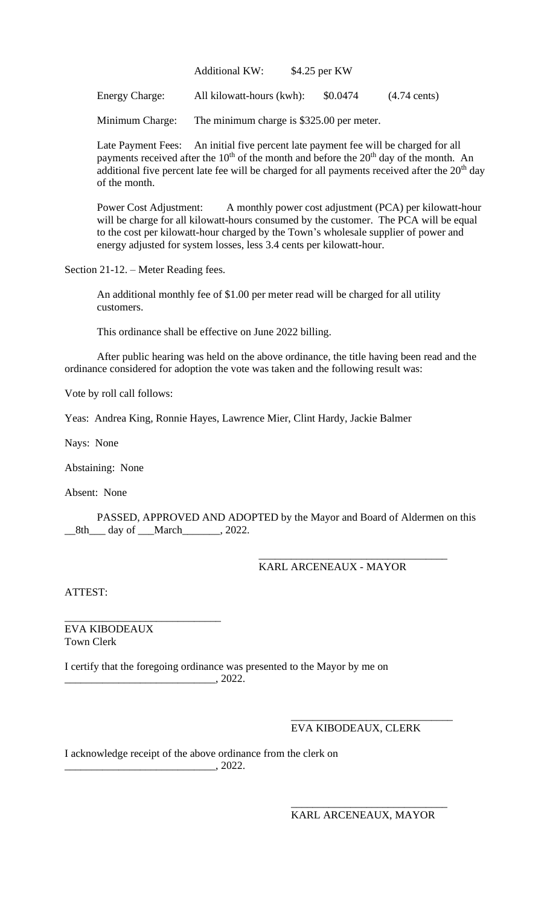Additional KW: $4.25 per KW

Energy Charge: All kilowatt-hours (kwh): $0.0474 (4.74 cents)

Minimum Charge: The minimum charge is $325.00 per meter.

Late Payment Fees: An initial five percent late payment fee will be charged for all payments received after the 10th of the month and before the 20th day of the month. An additional five percent late fee will be charged for all payments received after the 20th day of the month.

Power Cost Adjustment: A monthly power cost adjustment (PCA) per kilowatt-hour will be charge for all kilowatt-hours consumed by the customer. The PCA will be equal to the cost per kilowatt-hour charged by the Town's wholesale supplier of power and energy adjusted for system losses, less 3.4 cents per kilowatt-hour.

Section 21-12. – Meter Reading fees.

An additional monthly fee of $1.00 per meter read will be charged for all utility customers.

This ordinance shall be effective on June 2022 billing.

After public hearing was held on the above ordinance, the title having been read and the ordinance considered for adoption the vote was taken and the following result was:

Vote by roll call follows:

Yeas: Andrea King, Ronnie Hayes, Lawrence Mier, Clint Hardy, Jackie Balmer

Nays: None

Abstaining: None

Absent: None

PASSED, APPROVED AND ADOPTED by the Mayor and Board of Aldermen on this __8th___ day of ___March_______, 2022.

___________________________________
KARL ARCENEAUX - MAYOR

ATTEST:

_____________________________
EVA KIBODEAUX
Town Clerk

I certify that the foregoing ordinance was presented to the Mayor by me on ___________________________, 2022.

______________________________
EVA KIBODEAUX, CLERK

I acknowledge receipt of the above ordinance from the clerk on ___________________________, 2022.

_____________________________
KARL ARCENEAUX, MAYOR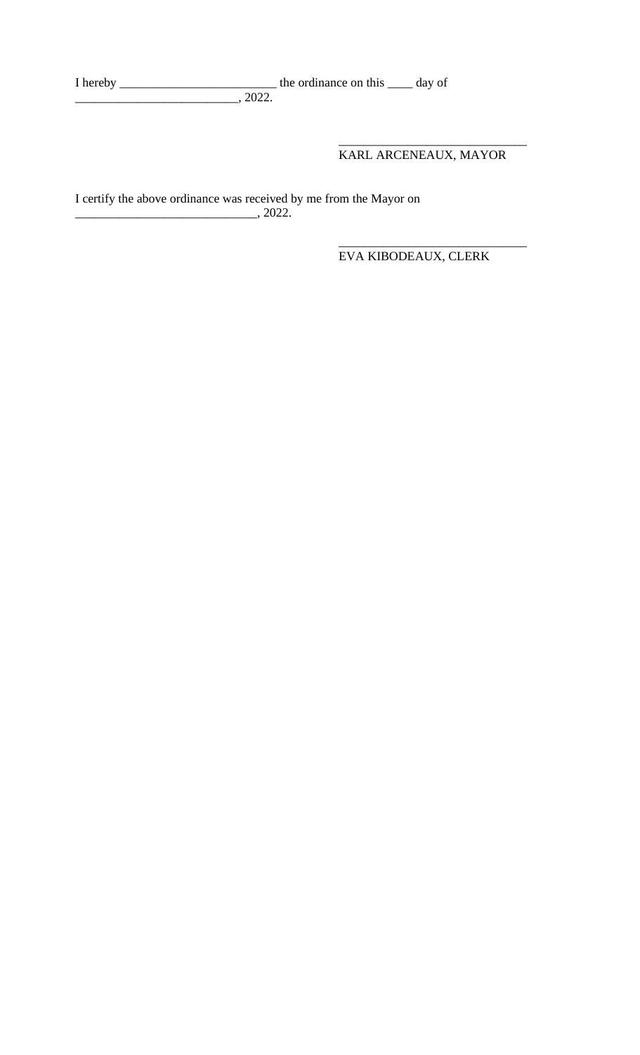I hereby _________________________ the ordinance on this ____ day of ___________________________, 2022.

______________________________
KARL ARCENEAUX, MAYOR

I certify the above ordinance was received by me from the Mayor on _____________________________, 2022.

______________________________
EVA KIBODEAUX, CLERK